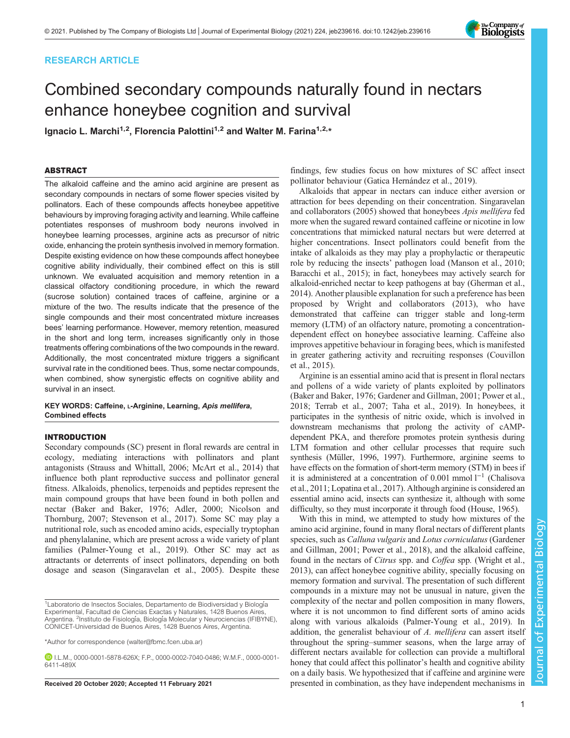RESEARCH ARTICLE

# Combined secondary compounds naturally found in nectars enhance honeybee cognition and survival

**Ignacio L. Marchi[1,2], Florencia Palottini[1,2] and Walter M. Farina[1,2,*]**

## ABSTRACT

The alkaloid caffeine and the amino acid arginine are present as secondary compounds in nectars of some flower species visited by pollinators. Each of these compounds affects honeybee appetitive behaviours by improving foraging activity and learning. While caffeine potentiates responses of mushroom body neurons involved in honeybee learning processes, arginine acts as precursor of nitric oxide, enhancing the protein synthesis involved in memory formation. Despite existing evidence on how these compounds affect honeybee cognitive ability individually, their combined effect on this is still unknown. We evaluated acquisition and memory retention in a classical olfactory conditioning procedure, in which the reward (sucrose solution) contained traces of caffeine, arginine or a mixture of the two. The results indicate that the presence of the single compounds and their most concentrated mixture increases bees' learning performance. However, memory retention, measured in the short and long term, increases significantly only in those treatments offering combinations of the two compounds in the reward. Additionally, the most concentrated mixture triggers a significant survival rate in the conditioned bees. Thus, some nectar compounds, when combined, show synergistic effects on cognitive ability and survival in an insect.

**KEY WORDS: Caffeine, L-Arginine, Learning, *Apis mellifera*, Combined effects**

## INTRODUCTION

Secondary compounds (SC) present in floral rewards are central in ecology, mediating interactions with pollinators and plant antagonists (Strauss and Whittall, 2006; McArt et al., 2014) that influence both plant reproductive success and pollinator general fitness. Alkaloids, phenolics, terpenoids and peptides represent the main compound groups that have been found in both pollen and nectar (Baker and Baker, 1976; Adler, 2000; Nicolson and Thornburg, 2007; Stevenson et al., 2017). Some SC may play a nutritional role, such as encoded amino acids, especially tryptophan and phenylalanine, which are present across a wide variety of plant families (Palmer-Young et al., 2019). Other SC may act as attractants or deterrents of insect pollinators, depending on both dosage and season (Singaravelan et al., 2005). Despite these findings, few studies focus on how mixtures of SC affect insect pollinator behaviour (Gatica Hernández et al., 2019).

Alkaloids that appear in nectars can induce either aversion or attraction for bees depending on their concentration. Singaravelan and collaborators (2005) showed that honeybees *Apis mellifera* fed more when the sugared reward contained caffeine or nicotine in low concentrations that mimicked natural nectars but were deterred at higher concentrations. Insect pollinators could benefit from the intake of alkaloids as they may play a prophylactic or therapeutic role by reducing the insects' pathogen load (Manson et al., 2010; Baracchi et al., 2015); in fact, honeybees may actively search for alkaloid-enriched nectar to keep pathogens at bay (Gherman et al., 2014). Another plausible explanation for such a preference has been proposed by Wright and collaborators (2013), who have demonstrated that caffeine can trigger stable and long-term memory (LTM) of an olfactory nature, promoting a concentration-dependent effect on honeybee associative learning. Caffeine also improves appetitive behaviour in foraging bees, which is manifested in greater gathering activity and recruiting responses (Couvillon et al., 2015).

Arginine is an essential amino acid that is present in floral nectars and pollens of a wide variety of plants exploited by pollinators (Baker and Baker, 1976; Gardener and Gillman, 2001; Power et al., 2018; Terrab et al., 2007; Taha et al., 2019). In honeybees, it participates in the synthesis of nitric oxide, which is involved in downstream mechanisms that prolong the activity of cAMP-dependent PKA, and therefore promotes protein synthesis during LTM formation and other cellular processes that require such synthesis (Müller, 1996, 1997). Furthermore, arginine seems to have effects on the formation of short-term memory (STM) in bees if it is administered at a concentration of 0.001 mmol $l^{-1}$ (Chalisova et al., 2011; Lopatina et al., 2017). Although arginine is considered an essential amino acid, insects can synthesize it, although with some difficulty, so they must incorporate it through food (House, 1965).

With this in mind, we attempted to study how mixtures of the amino acid arginine, found in many floral nectars of different plants species, such as *Calluna vulgaris* and *Lotus corniculatus* (Gardener and Gillman, 2001; Power et al., 2018), and the alkaloid caffeine, found in the nectars of *Citrus* spp. and *Coffea* spp. (Wright et al., 2013), can affect honeybee cognitive ability, specially focusing on memory formation and survival. The presentation of such different compounds in a mixture may not be unusual in nature, given the complexity of the nectar and pollen composition in many flowers, where it is not uncommon to find different sorts of amino acids along with various alkaloids (Palmer-Young et al., 2019). In addition, the generalist behaviour of *A. mellifera* can assert itself throughout the spring–summer seasons, when the large array of different nectars available for collection can provide a multifloral honey that could affect this pollinator's health and cognitive ability on a daily basis. We hypothesized that if caffeine and arginine were presented in combination, as they have independent mechanisms in

[1]Laboratorio de Insectos Sociales, Departamento de Biodiversidad y Biología Experimental, Facultad de Ciencias Exactas y Naturales, 1428 Buenos Aires, Argentina. [2]Instituto de Fisiología, Biología Molecular y Neurociencias (IFIBYNE), CONICET-Universidad de Buenos Aires, 1428 Buenos Aires, Argentina.

*Author for correspondence (walter@fbmc.fcen.uba.ar)

I.L.M., 0000-0001-5878-626X; F.P., 0000-0002-7040-0486; W.M.F., 0000-0001-6411-489X

Received 20 October 2020; Accepted 11 February 2021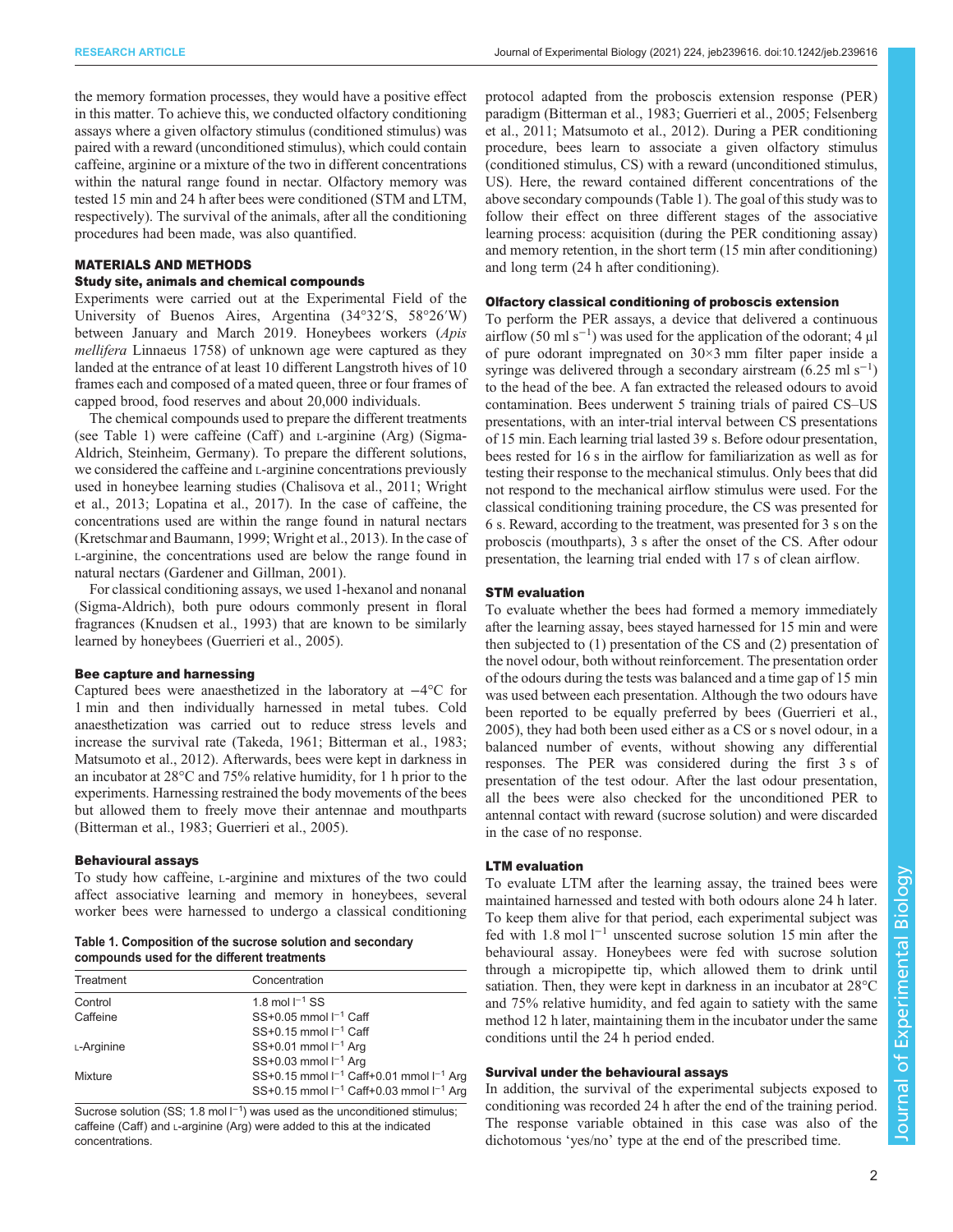the memory formation processes, they would have a positive effect in this matter. To achieve this, we conducted olfactory conditioning assays where a given olfactory stimulus (conditioned stimulus) was paired with a reward (unconditioned stimulus), which could contain caffeine, arginine or a mixture of the two in different concentrations within the natural range found in nectar. Olfactory memory was tested 15 min and 24 h after bees were conditioned (STM and LTM, respectively). The survival of the animals, after all the conditioning procedures had been made, was also quantified.

## MATERIALS AND METHODS

### Study site, animals and chemical compounds

Experiments were carried out at the Experimental Field of the University of Buenos Aires, Argentina (34°32′S, 58°26′W) between January and March 2019. Honeybees workers (*Apis mellifera* Linnaeus 1758) of unknown age were captured as they landed at the entrance of at least 10 different Langstroth hives of 10 frames each and composed of a mated queen, three or four frames of capped brood, food reserves and about 20,000 individuals.

The chemical compounds used to prepare the different treatments (see Table 1) were caffeine (Caff) and L-arginine (Arg) (Sigma-Aldrich, Steinheim, Germany). To prepare the different solutions, we considered the caffeine and L-arginine concentrations previously used in honeybee learning studies (Chalisova et al., 2011; Wright et al., 2013; Lopatina et al., 2017). In the case of caffeine, the concentrations used are within the range found in natural nectars (Kretschmar and Baumann, 1999; Wright et al., 2013). In the case of L-arginine, the concentrations used are below the range found in natural nectars (Gardener and Gillman, 2001).

For classical conditioning assays, we used 1-hexanol and nonanal (Sigma-Aldrich), both pure odours commonly present in floral fragrances (Knudsen et al., 1993) that are known to be similarly learned by honeybees (Guerrieri et al., 2005).

### Bee capture and harnessing

Captured bees were anaesthetized in the laboratory at −4°C for 1 min and then individually harnessed in metal tubes. Cold anaesthetization was carried out to reduce stress levels and increase the survival rate (Takeda, 1961; Bitterman et al., 1983; Matsumoto et al., 2012). Afterwards, bees were kept in darkness in an incubator at 28°C and 75% relative humidity, for 1 h prior to the experiments. Harnessing restrained the body movements of the bees but allowed them to freely move their antennae and mouthparts (Bitterman et al., 1983; Guerrieri et al., 2005).

### Behavioural assays

To study how caffeine, L-arginine and mixtures of the two could affect associative learning and memory in honeybees, several worker bees were harnessed to undergo a classical conditioning protocol adapted from the proboscis extension response (PER) paradigm (Bitterman et al., 1983; Guerrieri et al., 2005; Felsenberg et al., 2011; Matsumoto et al., 2012). During a PER conditioning procedure, bees learn to associate a given olfactory stimulus (conditioned stimulus, CS) with a reward (unconditioned stimulus, US). Here, the reward contained different concentrations of the above secondary compounds (Table 1). The goal of this study was to follow their effect on three different stages of the associative learning process: acquisition (during the PER conditioning assay) and memory retention, in the short term (15 min after conditioning) and long term (24 h after conditioning).

**Table 1. Composition of the sucrose solution and secondary compounds used for the different treatments**

| Treatment | Concentration |
|---|---|
| Control | 1.8 mol $l^{-1}$ SS |
| Caffeine | SS+0.05 mmol $l^{-1}$ Caff |
| | SS+0.15 mmol $l^{-1}$ Caff |
| L-Arginine | SS+0.01 mmol $l^{-1}$ Arg |
| | SS+0.03 mmol $l^{-1}$ Arg |
| Mixture | SS+0.15 mmol $l^{-1}$ Caff+0.01 mmol $l^{-1}$ Arg |
| | SS+0.15 mmol $l^{-1}$ Caff+0.03 mmol $l^{-1}$ Arg |

Sucrose solution (SS; 1.8 mol $l^{-1}$) was used as the unconditioned stimulus; caffeine (Caff) and L-arginine (Arg) were added to this at the indicated concentrations.

### Olfactory classical conditioning of proboscis extension

To perform the PER assays, a device that delivered a continuous airflow (50 ml $s^{-1}$) was used for the application of the odorant; 4 µl of pure odorant impregnated on 30×3 mm filter paper inside a syringe was delivered through a secondary airstream (6.25 ml $s^{-1}$) to the head of the bee. A fan extracted the released odours to avoid contamination. Bees underwent 5 training trials of paired CS–US presentations, with an inter-trial interval between CS presentations of 15 min. Each learning trial lasted 39 s. Before odour presentation, bees rested for 16 s in the airflow for familiarization as well as for testing their response to the mechanical stimulus. Only bees that did not respond to the mechanical airflow stimulus were used. For the classical conditioning training procedure, the CS was presented for 6 s. Reward, according to the treatment, was presented for 3 s on the proboscis (mouthparts), 3 s after the onset of the CS. After odour presentation, the learning trial ended with 17 s of clean airflow.

### STM evaluation

To evaluate whether the bees had formed a memory immediately after the learning assay, bees stayed harnessed for 15 min and were then subjected to (1) presentation of the CS and (2) presentation of the novel odour, both without reinforcement. The presentation order of the odours during the tests was balanced and a time gap of 15 min was used between each presentation. Although the two odours have been reported to be equally preferred by bees (Guerrieri et al., 2005), they had both been used either as a CS or s novel odour, in a balanced number of events, without showing any differential responses. The PER was considered during the first 3 s of presentation of the test odour. After the last odour presentation, all the bees were also checked for the unconditioned PER to antennal contact with reward (sucrose solution) and were discarded in the case of no response.

### LTM evaluation

To evaluate LTM after the learning assay, the trained bees were maintained harnessed and tested with both odours alone 24 h later. To keep them alive for that period, each experimental subject was fed with 1.8 mol $l^{-1}$ unscented sucrose solution 15 min after the behavioural assay. Honeybees were fed with sucrose solution through a micropipette tip, which allowed them to drink until satiation. Then, they were kept in darkness in an incubator at 28°C and 75% relative humidity, and fed again to satiety with the same method 12 h later, maintaining them in the incubator under the same conditions until the 24 h period ended.

### Survival under the behavioural assays

In addition, the survival of the experimental subjects exposed to conditioning was recorded 24 h after the end of the training period. The response variable obtained in this case was also of the dichotomous 'yes/no' type at the end of the prescribed time.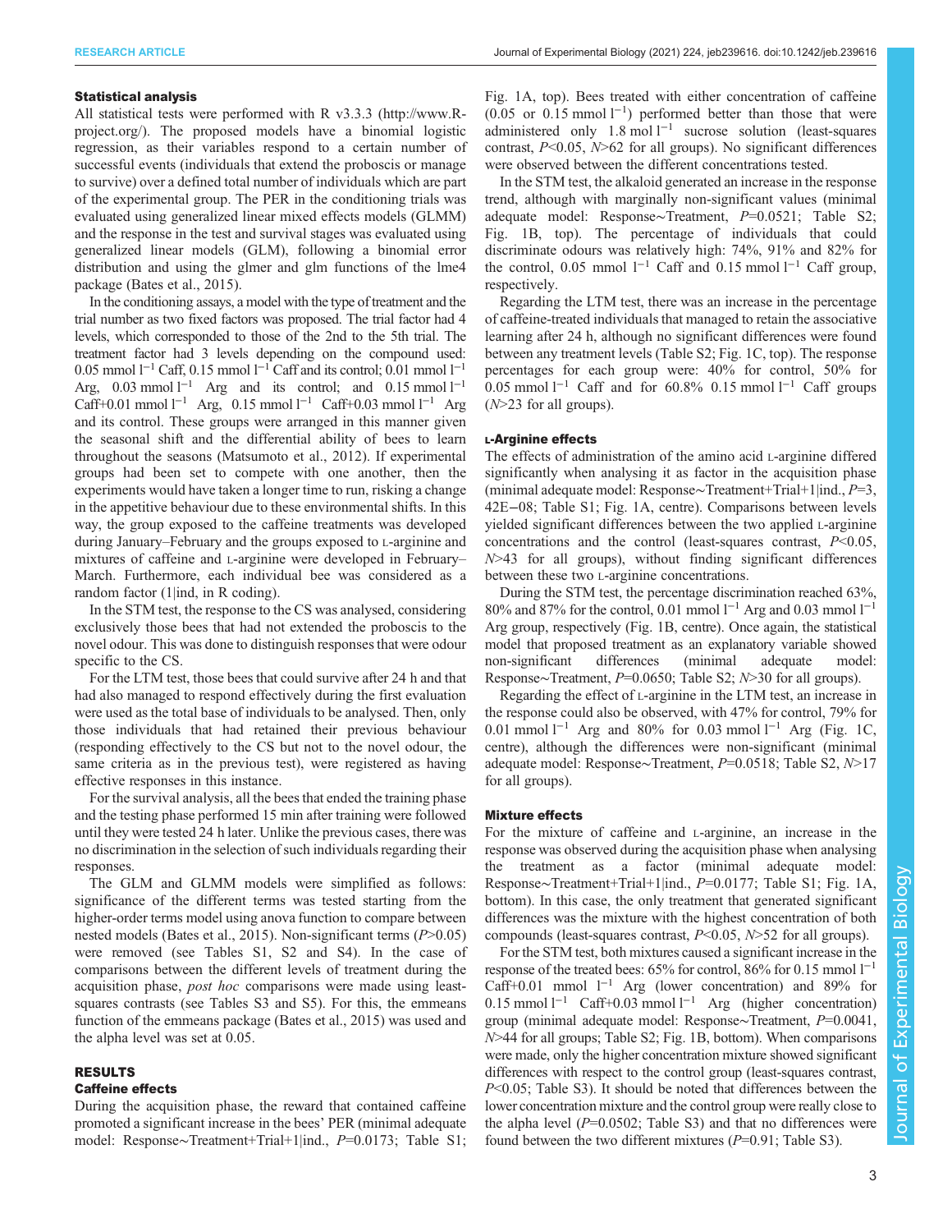### Statistical analysis

All statistical tests were performed with R v3.3.3 (http://www.R-project.org/). The proposed models have a binomial logistic regression, as their variables respond to a certain number of successful events (individuals that extend the proboscis or manage to survive) over a defined total number of individuals which are part of the experimental group. The PER in the conditioning trials was evaluated using generalized linear mixed effects models (GLMM) and the response in the test and survival stages was evaluated using generalized linear models (GLM), following a binomial error distribution and using the glmer and glm functions of the lme4 package (Bates et al., 2015).

In the conditioning assays, a model with the type of treatment and the trial number as two fixed factors was proposed. The trial factor had 4 levels, which corresponded to those of the 2nd to the 5th trial. The treatment factor had 3 levels depending on the compound used: 0.05 mmol $l^{-1}$ Caff, 0.15 mmol $l^{-1}$ Caff and its control; 0.01 mmol $l^{-1}$ Arg, 0.03 mmol $l^{-1}$ Arg and its control; and 0.15 mmol $l^{-1}$ Caff+0.01 mmol $l^{-1}$ Arg, 0.15 mmol $l^{-1}$ Caff+0.03 mmol $l^{-1}$ Arg and its control. These groups were arranged in this manner given the seasonal shift and the differential ability of bees to learn throughout the seasons (Matsumoto et al., 2012). If experimental groups had been set to compete with one another, then the experiments would have taken a longer time to run, risking a change in the appetitive behaviour due to these environmental shifts. In this way, the group exposed to the caffeine treatments was developed during January–February and the groups exposed to L-arginine and mixtures of caffeine and L-arginine were developed in February–March. Furthermore, each individual bee was considered as a random factor (1|ind, in R coding).

In the STM test, the response to the CS was analysed, considering exclusively those bees that had not extended the proboscis to the novel odour. This was done to distinguish responses that were odour specific to the CS.

For the LTM test, those bees that could survive after 24 h and that had also managed to respond effectively during the first evaluation were used as the total base of individuals to be analysed. Then, only those individuals that had retained their previous behaviour (responding effectively to the CS but not to the novel odour, the same criteria as in the previous test), were registered as having effective responses in this instance.

For the survival analysis, all the bees that ended the training phase and the testing phase performed 15 min after training were followed until they were tested 24 h later. Unlike the previous cases, there was no discrimination in the selection of such individuals regarding their responses.

The GLM and GLMM models were simplified as follows: significance of the different terms was tested starting from the higher-order terms model using anova function to compare between nested models (Bates et al., 2015). Non-significant terms ($P$>0.05) were removed (see Tables S1, S2 and S4). In the case of comparisons between the different levels of treatment during the acquisition phase, *post hoc* comparisons were made using least-squares contrasts (see Tables S3 and S5). For this, the emmeans function of the emmeans package (Bates et al., 2015) was used and the alpha level was set at 0.05.

## RESULTS

### Caffeine effects

During the acquisition phase, the reward that contained caffeine promoted a significant increase in the bees' PER (minimal adequate model: Response∼Treatment+Trial+1|ind., $P$=0.0173; Table S1; Fig. 1A, top). Bees treated with either concentration of caffeine (0.05 or 0.15 mmol $l^{-1}$) performed better than those that were administered only 1.8 mol $l^{-1}$ sucrose solution (least-squares contrast, $P$<0.05, $N$>62 for all groups). No significant differences were observed between the different concentrations tested.

In the STM test, the alkaloid generated an increase in the response trend, although with marginally non-significant values (minimal adequate model: Response∼Treatment, $P$=0.0521; Table S2; Fig. 1B, top). The percentage of individuals that could discriminate odours was relatively high: 74%, 91% and 82% for the control, 0.05 mmol $l^{-1}$ Caff and 0.15 mmol $l^{-1}$ Caff group, respectively.

Regarding the LTM test, there was an increase in the percentage of caffeine-treated individuals that managed to retain the associative learning after 24 h, although no significant differences were found between any treatment levels (Table S2; Fig. 1C, top). The response percentages for each group were: 40% for control, 50% for 0.05 mmol $l^{-1}$ Caff and for 60.8% 0.15 mmol $l^{-1}$ Caff groups ($N$>23 for all groups).

### L-Arginine effects

The effects of administration of the amino acid L-arginine differed significantly when analysing it as factor in the acquisition phase (minimal adequate model: Response∼Treatment+Trial+1|ind., $P$=3, 42E−08; Table S1; Fig. 1A, centre). Comparisons between levels yielded significant differences between the two applied L-arginine concentrations and the control (least-squares contrast, $P$<0.05, $N$>43 for all groups), without finding significant differences between these two L-arginine concentrations.

During the STM test, the percentage discrimination reached 63%, 80% and 87% for the control, 0.01 mmol $l^{-1}$ Arg and 0.03 mmol $l^{-1}$ Arg group, respectively (Fig. 1B, centre). Once again, the statistical model that proposed treatment as an explanatory variable showed non-significant differences (minimal adequate model: Response∼Treatment, $P$=0.0650; Table S2; $N$>30 for all groups).

Regarding the effect of L-arginine in the LTM test, an increase in the response could also be observed, with 47% for control, 79% for 0.01 mmol $l^{-1}$ Arg and 80% for 0.03 mmol $l^{-1}$ Arg (Fig. 1C, centre), although the differences were non-significant (minimal adequate model: Response∼Treatment, $P$=0.0518; Table S2, $N$>17 for all groups).

### Mixture effects

For the mixture of caffeine and L-arginine, an increase in the response was observed during the acquisition phase when analysing the treatment as a factor (minimal adequate model: Response∼Treatment+Trial+1|ind., $P$=0.0177; Table S1; Fig. 1A, bottom). In this case, the only treatment that generated significant differences was the mixture with the highest concentration of both compounds (least-squares contrast, $P$<0.05, $N$>52 for all groups).

For the STM test, both mixtures caused a significant increase in the response of the treated bees: 65% for control, 86% for 0.15 mmol $l^{-1}$ Caff+0.01 mmol $l^{-1}$ Arg (lower concentration) and 89% for 0.15 mmol $l^{-1}$ Caff+0.03 mmol $l^{-1}$ Arg (higher concentration) group (minimal adequate model: Response∼Treatment, $P$=0.0041, $N$>44 for all groups; Table S2; Fig. 1B, bottom). When comparisons were made, only the higher concentration mixture showed significant differences with respect to the control group (least-squares contrast, $P$<0.05; Table S3). It should be noted that differences between the lower concentration mixture and the control group were really close to the alpha level ($P$=0.0502; Table S3) and that no differences were found between the two different mixtures ($P$=0.91; Table S3).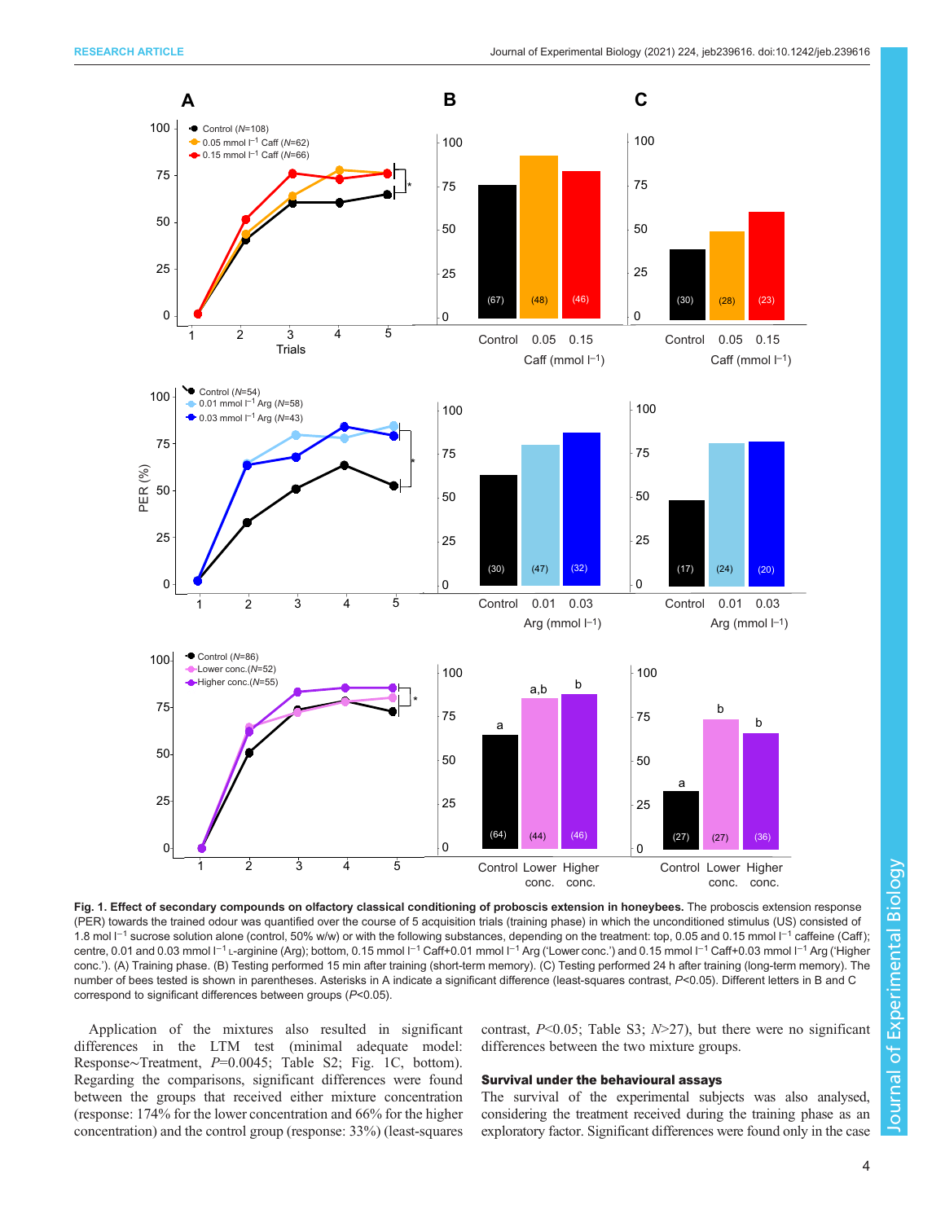**Fig. 1. Effect of secondary compounds on olfactory classical conditioning of proboscis extension in honeybees.** The proboscis extension response (PER) towards the trained odour was quantified over the course of 5 acquisition trials (training phase) in which the unconditioned stimulus (US) consisted of 1.8 mol $l^{-1}$ sucrose solution alone (control, 50% w/w) or with the following substances, depending on the treatment: top, 0.05 and 0.15 mmol $l^{-1}$ caffeine (Caff); centre, 0.01 and 0.03 mmol $l^{-1}$ L-arginine (Arg); bottom, 0.15 mmol $l^{-1}$ Caff+0.01 mmol $l^{-1}$ Arg ('Lower conc.') and 0.15 mmol $l^{-1}$ Caff+0.03 mmol $l^{-1}$ Arg ('Higher conc.'). (A) Training phase. (B) Testing performed 15 min after training (short-term memory). (C) Testing performed 24 h after training (long-term memory). The number of bees tested is shown in parentheses. Asterisks in A indicate a significant difference (least-squares contrast, $P<0.05$). Different letters in B and C correspond to significant differences between groups ($P<0.05$).

Application of the mixtures also resulted in significant differences in the LTM test (minimal adequate model: Response~Treatment, $P$=0.0045; Table S2; Fig. 1C, bottom). Regarding the comparisons, significant differences were found between the groups that received either mixture concentration (response: 174% for the lower concentration and 66% for the higher concentration) and the control group (response: 33%) (least-squares contrast, $P<0.05$; Table S3; $N>27$), but there were no significant differences between the two mixture groups.

## Survival under the behavioural assays

The survival of the experimental subjects was also analysed, considering the treatment received during the training phase as an exploratory factor. Significant differences were found only in the case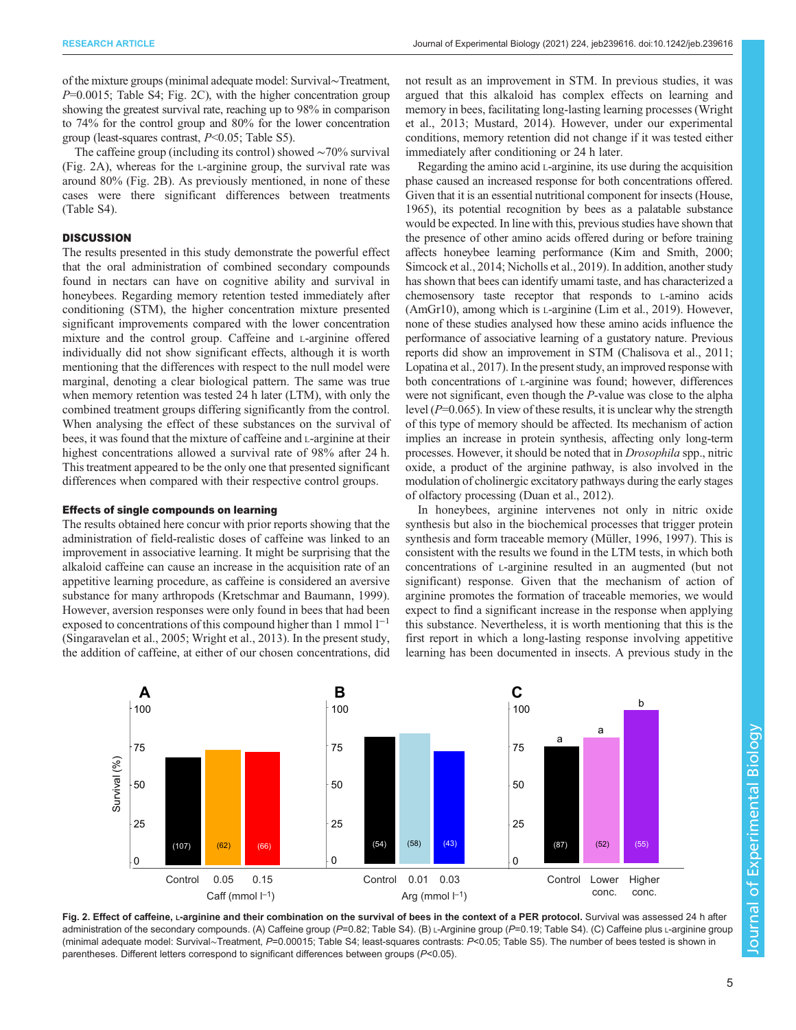of the mixture groups (minimal adequate model: Survival∼Treatment, $P$=0.0015; Table S4; Fig. 2C), with the higher concentration group showing the greatest survival rate, reaching up to 98% in comparison to 74% for the control group and 80% for the lower concentration group (least-squares contrast, $P$<0.05; Table S5).

The caffeine group (including its control) showed ∼70% survival (Fig. 2A), whereas for the L-arginine group, the survival rate was around 80% (Fig. 2B). As previously mentioned, in none of these cases were there significant differences between treatments (Table S4).

## DISCUSSION

The results presented in this study demonstrate the powerful effect that the oral administration of combined secondary compounds found in nectars can have on cognitive ability and survival in honeybees. Regarding memory retention tested immediately after conditioning (STM), the higher concentration mixture presented significant improvements compared with the lower concentration mixture and the control group. Caffeine and L-arginine offered individually did not show significant effects, although it is worth mentioning that the differences with respect to the null model were marginal, denoting a clear biological pattern. The same was true when memory retention was tested 24 h later (LTM), with only the combined treatment groups differing significantly from the control. When analysing the effect of these substances on the survival of bees, it was found that the mixture of caffeine and L-arginine at their highest concentrations allowed a survival rate of 98% after 24 h. This treatment appeared to be the only one that presented significant differences when compared with their respective control groups.

### Effects of single compounds on learning

The results obtained here concur with prior reports showing that the administration of field-realistic doses of caffeine was linked to an improvement in associative learning. It might be surprising that the alkaloid caffeine can cause an increase in the acquisition rate of an appetitive learning procedure, as caffeine is considered an aversive substance for many arthropods (Kretschmar and Baumann, 1999). However, aversion responses were only found in bees that had been exposed to concentrations of this compound higher than 1 mmol $l^{-1}$ (Singaravelan et al., 2005; Wright et al., 2013). In the present study, the addition of caffeine, at either of our chosen concentrations, did not result as an improvement in STM. In previous studies, it was argued that this alkaloid has complex effects on learning and memory in bees, facilitating long-lasting learning processes (Wright et al., 2013; Mustard, 2014). However, under our experimental conditions, memory retention did not change if it was tested either immediately after conditioning or 24 h later.

Regarding the amino acid L-arginine, its use during the acquisition phase caused an increased response for both concentrations offered. Given that it is an essential nutritional component for insects (House, 1965), its potential recognition by bees as a palatable substance would be expected. In line with this, previous studies have shown that the presence of other amino acids offered during or before training affects honeybee learning performance (Kim and Smith, 2000; Simcock et al., 2014; Nicholls et al., 2019). In addition, another study has shown that bees can identify umami taste, and has characterized a chemosensory taste receptor that responds to L-amino acids (AmGr10), among which is L-arginine (Lim et al., 2019). However, none of these studies analysed how these amino acids influence the performance of associative learning of a gustatory nature. Previous reports did show an improvement in STM (Chalisova et al., 2011; Lopatina et al., 2017). In the present study, an improved response with both concentrations of L-arginine was found; however, differences were not significant, even though the $P$-value was close to the alpha level ($P$=0.065). In view of these results, it is unclear why the strength of this type of memory should be affected. Its mechanism of action implies an increase in protein synthesis, affecting only long-term processes. However, it should be noted that in *Drosophila* spp., nitric oxide, a product of the arginine pathway, is also involved in the modulation of cholinergic excitatory pathways during the early stages of olfactory processing (Duan et al., 2012).

In honeybees, arginine intervenes not only in nitric oxide synthesis but also in the biochemical processes that trigger protein synthesis and form traceable memory (Müller, 1996, 1997). This is consistent with the results we found in the LTM tests, in which both concentrations of L-arginine resulted in an augmented (but not significant) response. Given that the mechanism of action of arginine promotes the formation of traceable memories, we would expect to find a significant increase in the response when applying this substance. Nevertheless, it is worth mentioning that this is the first report in which a long-lasting response involving appetitive learning has been documented in insects. A previous study in the

**Fig. 2. Effect of caffeine, L-arginine and their combination on the survival of bees in the context of a PER protocol.** Survival was assessed 24 h after administration of the secondary compounds. (A) Caffeine group ($P$=0.82; Table S4). (B) L-Arginine group ($P$=0.19; Table S4). (C) Caffeine plus L-arginine group (minimal adequate model: Survival∼Treatment, $P$=0.00015; Table S4; least-squares contrasts: $P$<0.05; Table S5). The number of bees tested is shown in parentheses. Different letters correspond to significant differences between groups ($P$<0.05).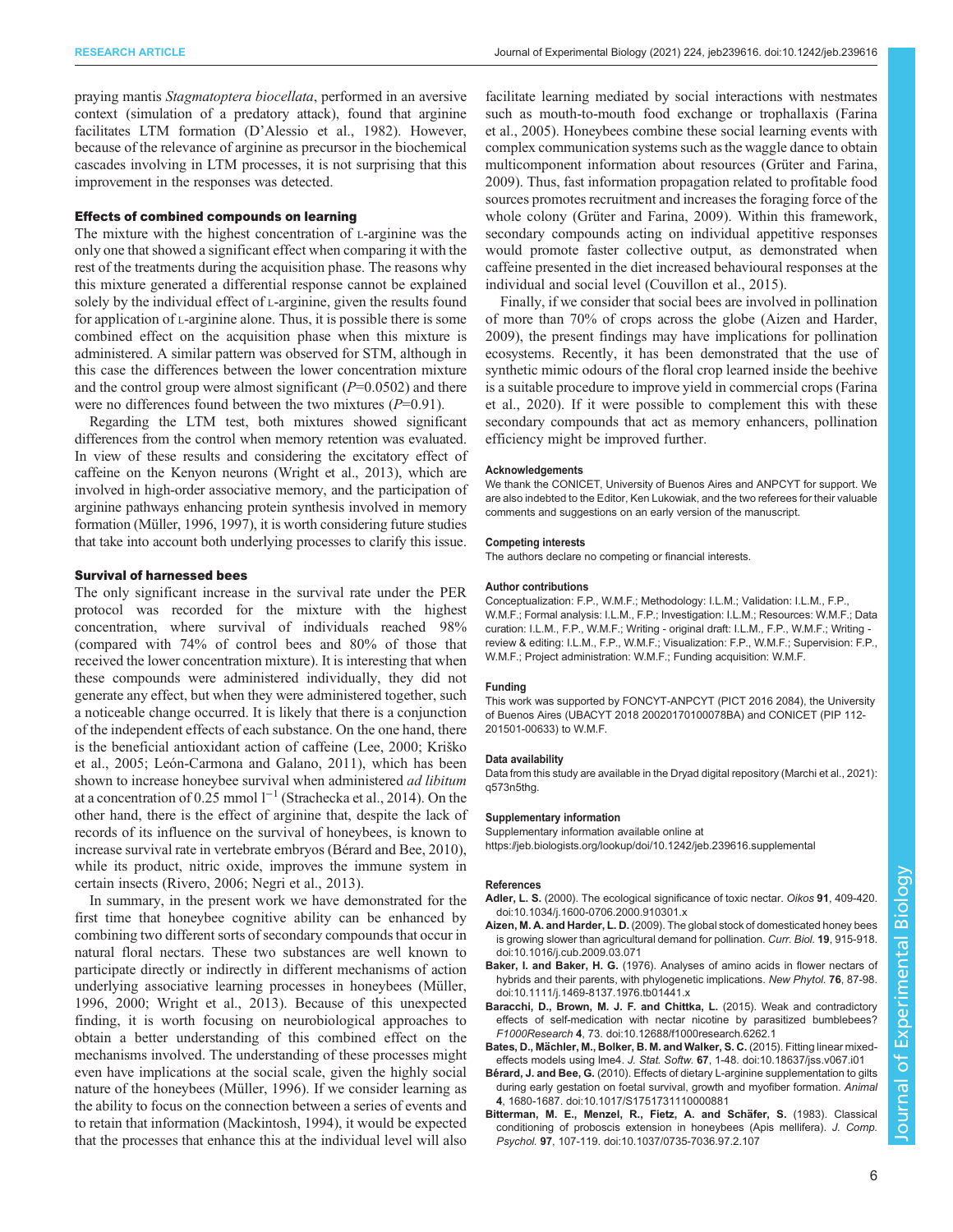praying mantis *Stagmatoptera biocellata*, performed in an aversive context (simulation of a predatory attack), found that arginine facilitates LTM formation (D'Alessio et al., 1982). However, because of the relevance of arginine as precursor in the biochemical cascades involving in LTM processes, it is not surprising that this improvement in the responses was detected.

### Effects of combined compounds on learning

The mixture with the highest concentration of L-arginine was the only one that showed a significant effect when comparing it with the rest of the treatments during the acquisition phase. The reasons why this mixture generated a differential response cannot be explained solely by the individual effect of L-arginine, given the results found for application of L-arginine alone. Thus, it is possible there is some combined effect on the acquisition phase when this mixture is administered. A similar pattern was observed for STM, although in this case the differences between the lower concentration mixture and the control group were almost significant ($P$=0.0502) and there were no differences found between the two mixtures ($P$=0.91).

Regarding the LTM test, both mixtures showed significant differences from the control when memory retention was evaluated. In view of these results and considering the excitatory effect of caffeine on the Kenyon neurons (Wright et al., 2013), which are involved in high-order associative memory, and the participation of arginine pathways enhancing protein synthesis involved in memory formation (Müller, 1996, 1997), it is worth considering future studies that take into account both underlying processes to clarify this issue.

### Survival of harnessed bees

The only significant increase in the survival rate under the PER protocol was recorded for the mixture with the highest concentration, where survival of individuals reached 98% (compared with 74% of control bees and 80% of those that received the lower concentration mixture). It is interesting that when these compounds were administered individually, they did not generate any effect, but when they were administered together, such a noticeable change occurred. It is likely that there is a conjunction of the independent effects of each substance. On the one hand, there is the beneficial antioxidant action of caffeine (Lee, 2000; Kriško et al., 2005; León-Carmona and Galano, 2011), which has been shown to increase honeybee survival when administered *ad libitum* at a concentration of 0.25 mmol $l^{-1}$ (Strachecka et al., 2014). On the other hand, there is the effect of arginine that, despite the lack of records of its influence on the survival of honeybees, is known to increase survival rate in vertebrate embryos (Bérard and Bee, 2010), while its product, nitric oxide, improves the immune system in certain insects (Rivero, 2006; Negri et al., 2013).

In summary, in the present work we have demonstrated for the first time that honeybee cognitive ability can be enhanced by combining two different sorts of secondary compounds that occur in natural floral nectars. These two substances are well known to participate directly or indirectly in different mechanisms of action underlying associative learning processes in honeybees (Müller, 1996, 2000; Wright et al., 2013). Because of this unexpected finding, it is worth focusing on neurobiological approaches to obtain a better understanding of this combined effect on the mechanisms involved. The understanding of these processes might even have implications at the social scale, given the highly social nature of the honeybees (Müller, 1996). If we consider learning as the ability to focus on the connection between a series of events and to retain that information (Mackintosh, 1994), it would be expected that the processes that enhance this at the individual level will also facilitate learning mediated by social interactions with nestmates such as mouth-to-mouth food exchange or trophallaxis (Farina et al., 2005). Honeybees combine these social learning events with complex communication systems such as the waggle dance to obtain multicomponent information about resources (Grüter and Farina, 2009). Thus, fast information propagation related to profitable food sources promotes recruitment and increases the foraging force of the whole colony (Grüter and Farina, 2009). Within this framework, secondary compounds acting on individual appetitive responses would promote faster collective output, as demonstrated when caffeine presented in the diet increased behavioural responses at the individual and social level (Couvillon et al., 2015).

Finally, if we consider that social bees are involved in pollination of more than 70% of crops across the globe (Aizen and Harder, 2009), the present findings may have implications for pollination ecosystems. Recently, it has been demonstrated that the use of synthetic mimic odours of the floral crop learned inside the beehive is a suitable procedure to improve yield in commercial crops (Farina et al., 2020). If it were possible to complement this with these secondary compounds that act as memory enhancers, pollination efficiency might be improved further.

#### Acknowledgements

We thank the CONICET, University of Buenos Aires and ANPCYT for support. We are also indebted to the Editor, Ken Lukowiak, and the two referees for their valuable comments and suggestions on an early version of the manuscript.

#### Competing interests

The authors declare no competing or financial interests.

#### Author contributions

Conceptualization: F.P., W.M.F.; Methodology: I.L.M.; Validation: I.L.M., F.P., W.M.F.; Formal analysis: I.L.M., F.P.; Investigation: I.L.M.; Resources: W.M.F.; Data curation: I.L.M., F.P., W.M.F.; Writing - original draft: I.L.M., F.P., W.M.F.; Writing - review & editing: I.L.M., F.P., W.M.F.; Visualization: F.P., W.M.F.; Supervision: F.P., W.M.F.; Project administration: W.M.F.; Funding acquisition: W.M.F.

#### Funding

This work was supported by FONCYT-ANPCYT (PICT 2016 2084), the University of Buenos Aires (UBACYT 2018 20020170100078BA) and CONICET (PIP 112-201501-00633) to W.M.F.

#### Data availability

Data from this study are available in the Dryad digital repository (Marchi et al., 2021): q573n5thg.

#### Supplementary information

Supplementary information available online at https://jeb.biologists.org/lookup/doi/10.1242/jeb.239616.supplemental

#### References

**Adler, L. S.** (2000). The ecological significance of toxic nectar. *Oikos* **91**, 409-420. doi:10.1034/j.1600-0706.2000.910301.x

**Aizen, M. A. and Harder, L. D.** (2009). The global stock of domesticated honey bees is growing slower than agricultural demand for pollination. *Curr. Biol.* **19**, 915-918. doi:10.1016/j.cub.2009.03.071

**Baker, I. and Baker, H. G.** (1976). Analyses of amino acids in flower nectars of hybrids and their parents, with phylogenetic implications. *New Phytol.* **76**, 87-98. doi:10.1111/j.1469-8137.1976.tb01441.x

**Baracchi, D., Brown, M. J. F. and Chittka, L.** (2015). Weak and contradictory effects of self-medication with nectar nicotine by parasitized bumblebees? *F1000Research* **4**, 73. doi:10.12688/f1000research.6262.1

**Bates, D., Mächler, M., Bolker, B. M. and Walker, S. C.** (2015). Fitting linear mixed-effects models using lme4. *J. Stat. Softw.* **67**, 1-48. doi:10.18637/jss.v067.i01

**Bérard, J. and Bee, G.** (2010). Effects of dietary L-arginine supplementation to gilts during early gestation on foetal survival, growth and myofiber formation. *Animal* **4**, 1680-1687. doi:10.1017/S1751731110000881

**Bitterman, M. E., Menzel, R., Fietz, A. and Schäfer, S.** (1983). Classical conditioning of proboscis extension in honeybees (Apis mellifera). *J. Comp. Psychol.* **97**, 107-119. doi:10.1037/0735-7036.97.2.107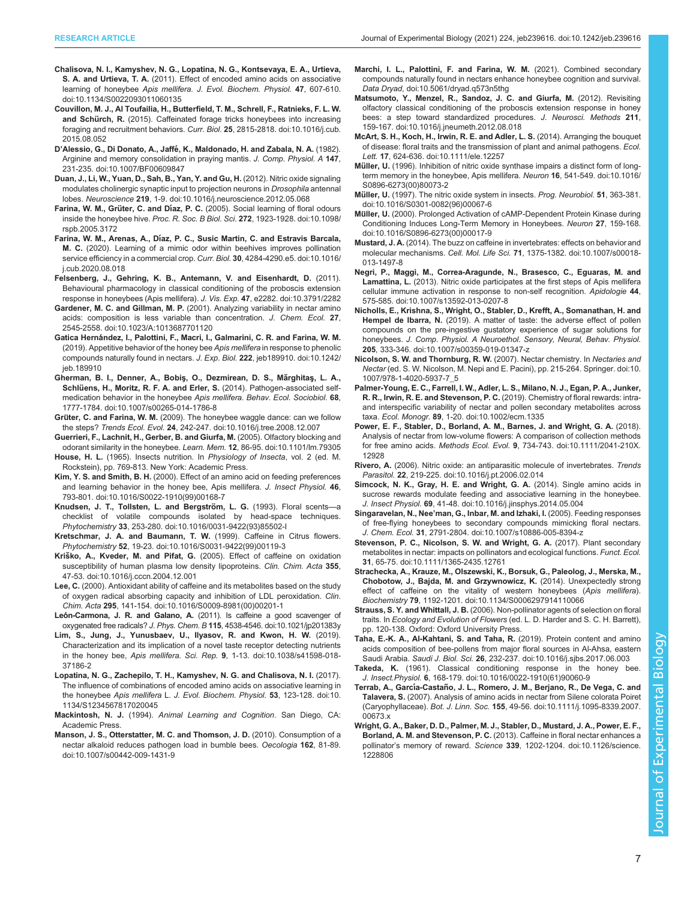**Chalisova, N. I., Kamyshev, N. G., Lopatina, N. G., Kontsevaya, E. A., Urtieva, S. A. and Urtieva, T. A.** (2011). Effect of encoded amino acids on associative learning of honeybee *Apis mellifera*. *J. Evol. Biochem. Physiol.* **47**, 607-610. doi:10.1134/S0022093011060135

**Couvillon, M. J., Al Toufailia, H., Butterfield, T. M., Schrell, F., Ratnieks, F. L. W. and Schürch, R.** (2015). Caffeinated forage tricks honeybees into increasing foraging and recruitment behaviors. *Curr. Biol.* **25**, 2815-2818. doi:10.1016/j.cub.2015.08.052

**D'Alessio, G., Di Donato, A., Jaffé, K., Maldonado, H. and Zabala, N. A.** (1982). Arginine and memory consolidation in praying mantis. *J. Comp. Physiol. A* **147**, 231-235. doi:10.1007/BF00609847

**Duan, J., Li, W., Yuan, D., Sah, B., Yan, Y. and Gu, H.** (2012). Nitric oxide signaling modulates cholinergic synaptic input to projection neurons in *Drosophila* antennal lobes. *Neuroscience* **219**, 1-9. doi:10.1016/j.neuroscience.2012.05.068

**Farina, W. M., Grüter, C. and Díaz, P. C.** (2005). Social learning of floral odours inside the honeybee hive. *Proc. R. Soc. B Biol. Sci.* **272**, 1923-1928. doi:10.1098/rspb.2005.3172

**Farina, W. M., Arenas, A., Díaz, P. C., Susic Martin, C. and Estravis Barcala, M. C.** (2020). Learning of a mimic odor within beehives improves pollination service efficiency in a commercial crop. *Curr. Biol.* **30**, 4284-4290.e5. doi:10.1016/j.cub.2020.08.018

**Felsenberg, J., Gehring, K. B., Antemann, V. and Eisenhardt, D.** (2011). Behavioural pharmacology in classical conditioning of the proboscis extension response in honeybees (Apis mellifera). *J. Vis. Exp.* **47**, e2282. doi:10.3791/2282

**Gardener, M. C. and Gillman, M. P.** (2001). Analyzing variability in nectar amino acids: composition is less variable than concentration. *J. Chem. Ecol.* **27**, 2545-2558. doi:10.1023/A:1013687701120

**Gatica Hernández, I., Palottini, F., Macri, I., Galmarini, C. R. and Farina, W. M.** (2019). Appetitive behavior of the honey bee *Apis mellifera* in response to phenolic compounds naturally found in nectars. *J. Exp. Biol.* **222**, jeb189910. doi:10.1242/jeb.189910

**Gherman, B. I., Denner, A., Bobiş, O., Dezmirean, D. S., Mărghitaş, L. A., Schlüens, H., Moritz, R. F. A. and Erler, S.** (2014). Pathogen-associated self-medication behavior in the honeybee *Apis mellifera*. *Behav. Ecol. Sociobiol.* **68**, 1777-1784. doi:10.1007/s00265-014-1786-8

**Grüter, C. and Farina, W. M.** (2009). The honeybee waggle dance: can we follow the steps? *Trends Ecol. Evol.* **24**, 242-247. doi:10.1016/j.tree.2008.12.007

**Guerrieri, F., Lachnit, H., Gerber, B. and Giurfa, M.** (2005). Olfactory blocking and odorant similarity in the honeybee. *Learn. Mem.* **12**, 86-95. doi:10.1101/lm.79305

**House, H. L.** (1965). Insects nutrition. In *Physiology of Insecta*, vol. 2 (ed. M. Rockstein), pp. 769-813. New York: Academic Press.

**Kim, Y. S. and Smith, B. H.** (2000). Effect of an amino acid on feeding preferences and learning behavior in the honey bee, Apis mellifera. *J. Insect Physiol.* **46**, 793-801. doi:10.1016/S0022-1910(99)00168-7

**Knudsen, J. T., Tollsten, L. and Bergström, L. G.** (1993). Floral scents—a checklist of volatile compounds isolated by head-space techniques. *Phytochemistry* **33**, 253-280. doi:10.1016/0031-9422(93)85502-I

**Kretschmar, J. A. and Baumann, T. W.** (1999). Caffeine in Citrus flowers. *Phytochemistry* **52**, 19-23. doi:10.1016/S0031-9422(99)00119-3

**Kriško, A., Kveder, M. and Pifat, G.** (2005). Effect of caffeine on oxidation susceptibility of human plasma low density lipoproteins. *Clin. Chim. Acta* **355**, 47-53. doi:10.1016/j.cccn.2004.12.001

**Lee, C.** (2000). Antioxidant ability of caffeine and its metabolites based on the study of oxygen radical absorbing capacity and inhibition of LDL peroxidation. *Clin. Chim. Acta* **295**, 141-154. doi:10.1016/S0009-8981(00)00201-1

**León-Carmona, J. R. and Galano, A.** (2011). Is caffeine a good scavenger of oxygenated free radicals? *J. Phys. Chem. B* **115**, 4538-4546. doi:10.1021/jp201383y

**Lim, S., Jung, J., Yunusbaev, U., Ilyasov, R. and Kwon, H. W.** (2019). Characterization and its implication of a novel taste receptor detecting nutrients in the honey bee, *Apis mellifera*. *Sci. Rep.* **9**, 1-13. doi:10.1038/s41598-018-37186-2

**Lopatina, N. G., Zachepilo, T. H., Kamyshev, N. G. and Chalisova, N. I.** (2017). The influence of combinations of encoded amino acids on associative learning in the honeybee *Apis mellifera* L. *J. Evol. Biochem. Physiol.* **53**, 123-128. doi:10.1134/S1234567817020045

**Mackintosh, N. J.** (1994). *Animal Learning and Cognition*. San Diego, CA: Academic Press.

**Manson, J. S., Otterstatter, M. C. and Thomson, J. D.** (2010). Consumption of a nectar alkaloid reduces pathogen load in bumble bees. *Oecologia* **162**, 81-89. doi:10.1007/s00442-009-1431-9

**Marchi, I. L., Palottini, F. and Farina, W. M.** (2021). Combined secondary compounds naturally found in nectars enhance honeybee cognition and survival. *Data Dryad*, doi:10.5061/dryad.q573n5thg

**Matsumoto, Y., Menzel, R., Sandoz, J. C. and Giurfa, M.** (2012). Revisiting olfactory classical conditioning of the proboscis extension response in honey bees: a step toward standardized procedures. *J. Neurosci. Methods* **211**, 159-167. doi:10.1016/j.jneumeth.2012.08.018

**McArt, S. H., Koch, H., Irwin, R. E. and Adler, L. S.** (2014). Arranging the bouquet of disease: floral traits and the transmission of plant and animal pathogens. *Ecol. Lett.* **17**, 624-636. doi:10.1111/ele.12257

**Müller, U.** (1996). Inhibition of nitric oxide synthase impairs a distinct form of long-term memory in the honeybee, Apis mellifera. *Neuron* **16**, 541-549. doi:10.1016/S0896-6273(00)80073-2

**Müller, U.** (1997). The nitric oxide system in insects. *Prog. Neurobiol.* **51**, 363-381. doi:10.1016/S0301-0082(96)00067-6

**Müller, U.** (2000). Prolonged Activation of cAMP-Dependent Protein Kinase during Conditioning Induces Long-Term Memory in Honeybees. *Neuron* **27**, 159-168. doi:10.1016/S0896-6273(00)00017-9

**Mustard, J. A.** (2014). The buzz on caffeine in invertebrates: effects on behavior and molecular mechanisms. *Cell. Mol. Life Sci.* **71**, 1375-1382. doi:10.1007/s00018-013-1497-8

**Negri, P., Maggi, M., Correa-Aragunde, N., Brasesco, C., Eguaras, M. and Lamattina, L.** (2013). Nitric oxide participates at the first steps of Apis mellifera cellular immune activation in response to non-self recognition. *Apidologie* **44**, 575-585. doi:10.1007/s13592-013-0207-8

**Nicholls, E., Krishna, S., Wright, O., Stabler, D., Krefft, A., Somanathan, H. and Hempel de Ibarra, N.** (2019). A matter of taste: the adverse effect of pollen compounds on the pre-ingestive gustatory experience of sugar solutions for honeybees. *J. Comp. Physiol. A Neuroethol. Sensory, Neural, Behav. Physiol.* **205**, 333-346. doi:10.1007/s00359-019-01347-z

**Nicolson, S. W. and Thornburg, R. W.** (2007). Nectar chemistry. In *Nectaries and Nectar* (ed. S. W. Nicolson, M. Nepi and E. Pacini), pp. 215-264. Springer. doi:10.1007/978-1-4020-5937-7_5

**Palmer-Young, E. C., Farrell, I. W., Adler, L. S., Milano, N. J., Egan, P. A., Junker, R. R., Irwin, R. E. and Stevenson, P. C.** (2019). Chemistry of floral rewards: intra- and interspecific variability of nectar and pollen secondary metabolites across taxa. *Ecol. Monogr.* **89**, 1-20. doi:10.1002/ecm.1335

**Power, E. F., Stabler, D., Borland, A. M., Barnes, J. and Wright, G. A.** (2018). Analysis of nectar from low-volume flowers: A comparison of collection methods for free amino acids. *Methods Ecol. Evol.* **9**, 734-743. doi:10.1111/2041-210X.12928

**Rivero, A.** (2006). Nitric oxide: an antiparasitic molecule of invertebrates. *Trends Parasitol.* **22**, 219-225. doi:10.1016/j.pt.2006.02.014

**Simcock, N. K., Gray, H. E. and Wright, G. A.** (2014). Single amino acids in sucrose rewards modulate feeding and associative learning in the honeybee. *J. Insect Physiol.* **69**, 41-48. doi:10.1016/j.jinsphys.2014.05.004

**Singaravelan, N., Nee'man, G., Inbar, M. and Izhaki, I.** (2005). Feeding responses of free-flying honeybees to secondary compounds mimicking floral nectars. *J. Chem. Ecol.* **31**, 2791-2804. doi:10.1007/s10886-005-8394-z

**Stevenson, P. C., Nicolson, S. W. and Wright, G. A.** (2017). Plant secondary metabolites in nectar: impacts on pollinators and ecological functions. *Funct. Ecol.* **31**, 65-75. doi:10.1111/1365-2435.12761

**Strachecka, A., Krauze, M., Olszewski, K., Borsuk, G., Paleolog, J., Merska, M., Chobotow, J., Bajda, M. and Grzywnowicz, K.** (2014). Unexpectedly strong effect of caffeine on the vitality of western honeybees (*Apis mellifera*). *Biochemistry* **79**, 1192-1201. doi:10.1134/S0006297914110066

**Strauss, S. Y. and Whittall, J. B.** (2006). Non-pollinator agents of selection on floral traits. In *Ecology and Evolution of Flowers* (ed. L. D. Harder and S. C. H. Barrett), pp. 120-138. Oxford: Oxford University Press.

**Taha, E.-K. A., Al-Kahtani, S. and Taha, R.** (2019). Protein content and amino acids composition of bee-pollens from major floral sources in Al-Ahsa, eastern Saudi Arabia. *Saudi J. Biol. Sci.* **26**, 232-237. doi:10.1016/j.sjbs.2017.06.003

**Takeda, K.** (1961). Classical conditioning response in the honey bee. *J. Insect.Physiol.* **6**, 168-179. doi:10.1016/0022-1910(61)90060-9

**Terrab, A., García-Castaño, J. L., Romero, J. M., Berjano, R., De Vega, C. and Talavera, S.** (2007). Analysis of amino acids in nectar from Silene colorata Poiret (Caryophyllaceae). *Bot. J. Linn. Soc.* **155**, 49-56. doi:10.1111/j.1095-8339.2007.00673.x

**Wright, G. A., Baker, D. D., Palmer, M. J., Stabler, D., Mustard, J. A., Power, E. F., Borland, A. M. and Stevenson, P. C.** (2013). Caffeine in floral nectar enhances a pollinator's memory of reward. *Science* **339**, 1202-1204. doi:10.1126/science.1228806